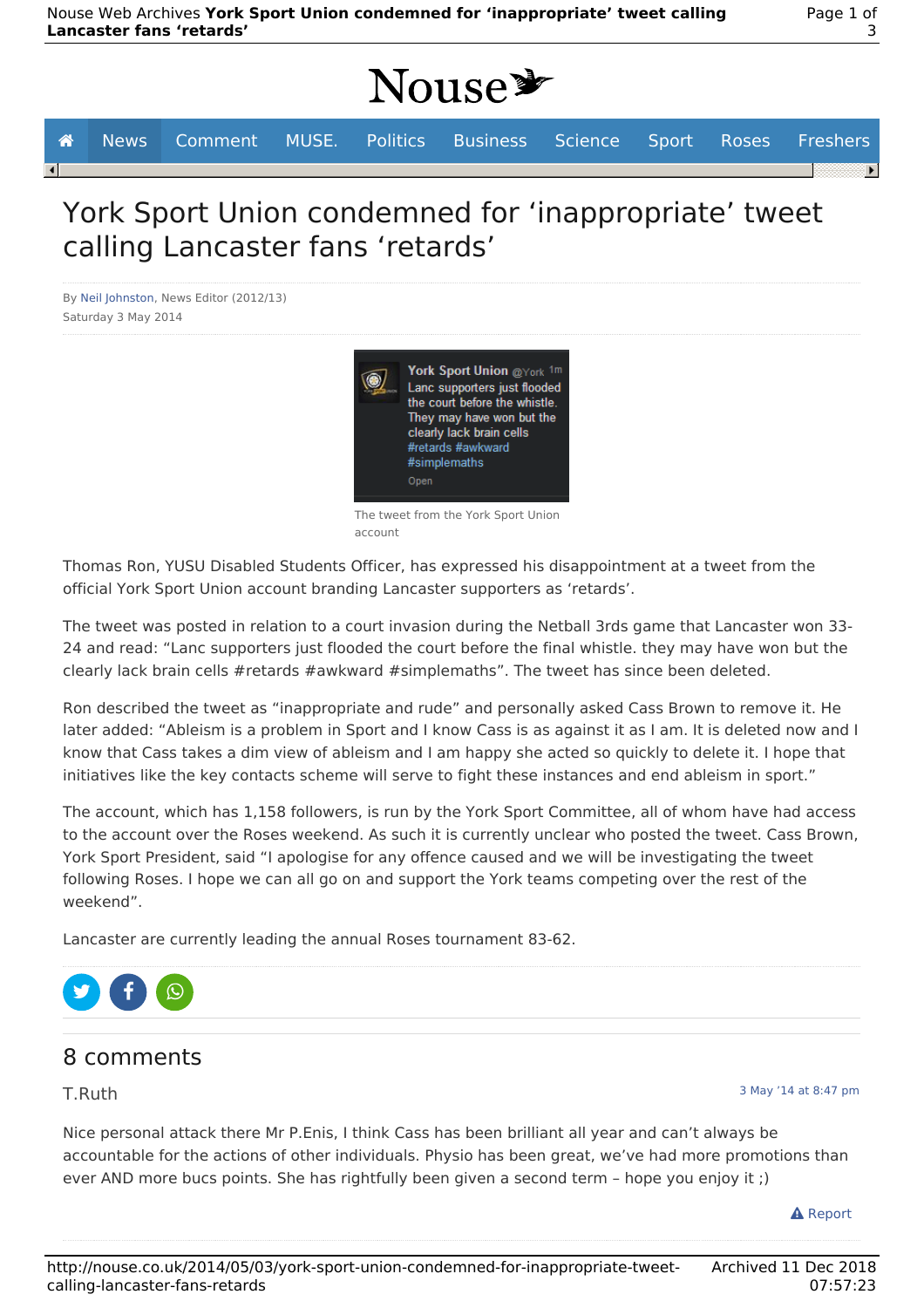Nouse

News | Comment | MUSE. | Politics | Business | Science | Sport | Roses | Freshers

# York Sport Union condemned for 'inappropriate' tweet calling Lancaster fans 'retards'

By Neil Johnston, News Editor (2012/13)
Saturday 3 May 2014

York Sport Union @York 1m
Lanc supporters just flooded the court before the whistle. They may have won but the clearly lack brain cells #retards #awkward #simplemaths
Open

The tweet from the York Sport Union account

Thomas Ron, YUSU Disabled Students Officer, has expressed his disappointment at a tweet from the official York Sport Union account branding Lancaster supporters as 'retards'.

The tweet was posted in relation to a court invasion during the Netball 3rds game that Lancaster won 33-24 and read: "Lanc supporters just flooded the court before the final whistle. they may have won but the clearly lack brain cells #retards #awkward #simplemaths". The tweet has since been deleted.

Ron described the tweet as "inappropriate and rude" and personally asked Cass Brown to remove it. He later added: "Ableism is a problem in Sport and I know Cass is as against it as I am. It is deleted now and I know that Cass takes a dim view of ableism and I am happy she acted so quickly to delete it. I hope that initiatives like the key contacts scheme will serve to fight these instances and end ableism in sport."

The account, which has 1,158 followers, is run by the York Sport Committee, all of whom have had access to the account over the Roses weekend. As such it is currently unclear who posted the tweet. Cass Brown, York Sport President, said "I apologise for any offence caused and we will be investigating the tweet following Roses. I hope we can all go on and support the York teams competing over the rest of the weekend".

Lancaster are currently leading the annual Roses tournament 83-62.

## 8 comments

T.Ruth — 3 May '14 at 8:47 pm

Nice personal attack there Mr P.Enis, I think Cass has been brilliant all year and can't always be accountable for the actions of other individuals. Physio has been great, we've had more promotions than ever AND more bucs points. She has rightfully been given a second term – hope you enjoy it ;)

Report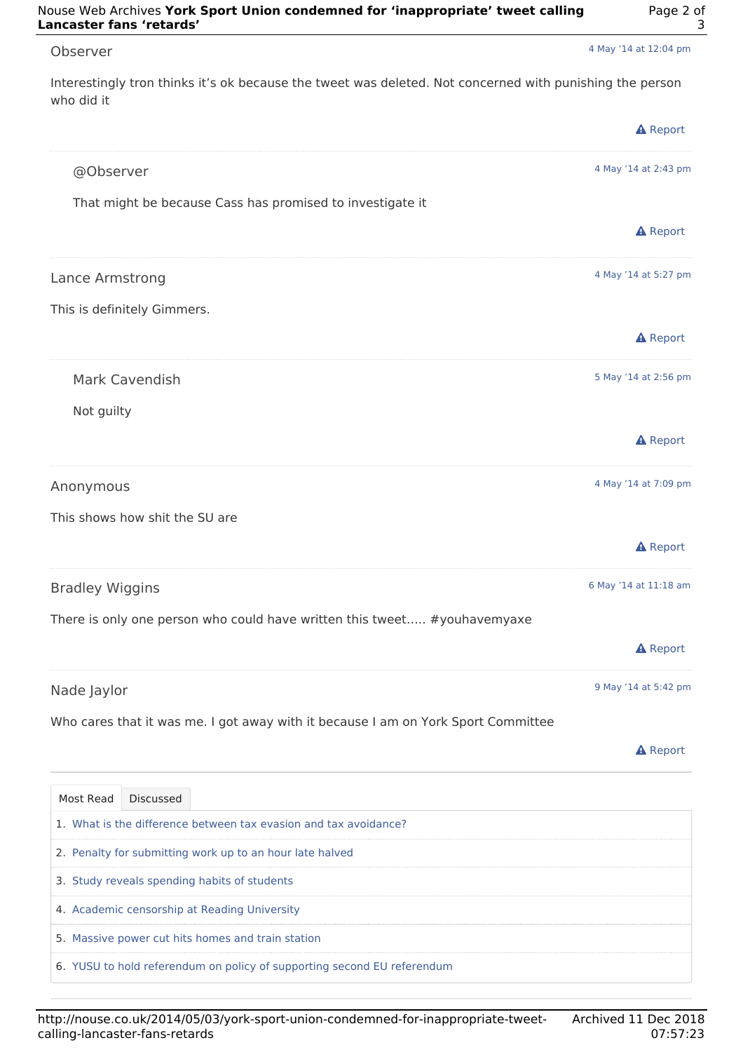Observer

4 May '14 at 12:04 pm

Interestingly tron thinks it's ok because the tweet was deleted. Not concerned with punishing the person who did it

Report

> @Observer
>
> 4 May '14 at 2:43 pm
>
> That might be because Cass has promised to investigate it
>
> Report

Lance Armstrong

4 May '14 at 5:27 pm

This is definitely Gimmers.

Report

> Mark Cavendish
>
> 5 May '14 at 2:56 pm
>
> Not guilty
>
> Report

Anonymous

4 May '14 at 7:09 pm

This shows how shit the SU are

Report

Bradley Wiggins

6 May '14 at 11:18 am

There is only one person who could have written this tweet..... #youhavemyaxe

Report

Nade Jaylor

9 May '14 at 5:42 pm

Who cares that it was me. I got away with it because I am on York Sport Committee

Report

Most Read | Discussed

1. What is the difference between tax evasion and tax avoidance?
2. Penalty for submitting work up to an hour late halved
3. Study reveals spending habits of students
4. Academic censorship at Reading University
5. Massive power cut hits homes and train station
6. YUSU to hold referendum on policy of supporting second EU referendum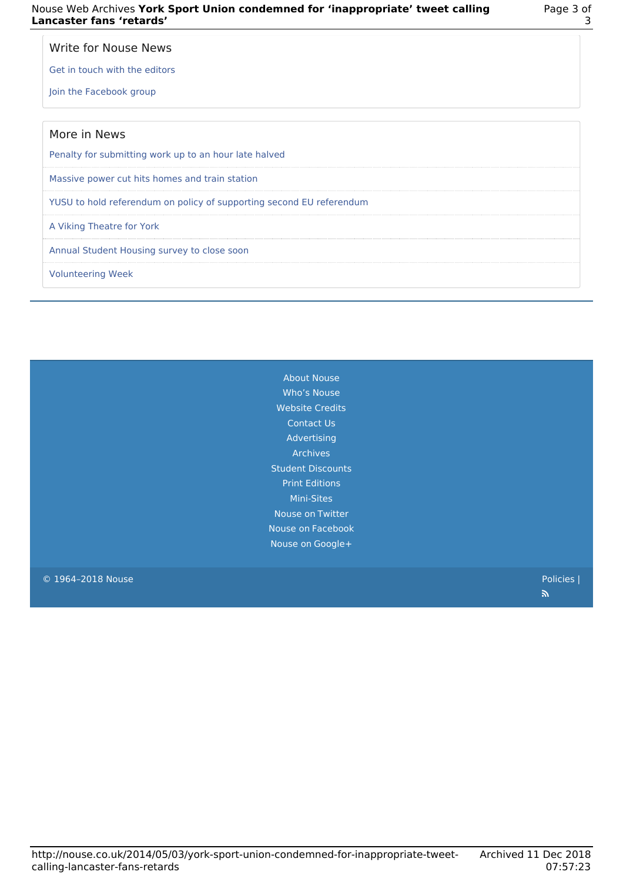## Write for Nouse News

Get in touch with the editors

Join the Facebook group

## More in News

Penalty for submitting work up to an hour late halved

Massive power cut hits homes and train station

YUSU to hold referendum on policy of supporting second EU referendum

A Viking Theatre for York

Annual Student Housing survey to close soon

Volunteering Week

---

About Nouse
Who's Nouse
Website Credits
Contact Us
Advertising
Archives
Student Discounts
Print Editions
Mini-Sites
Nouse on Twitter
Nouse on Facebook
Nouse on Google+

© 1964–2018 Nouse

Policies |